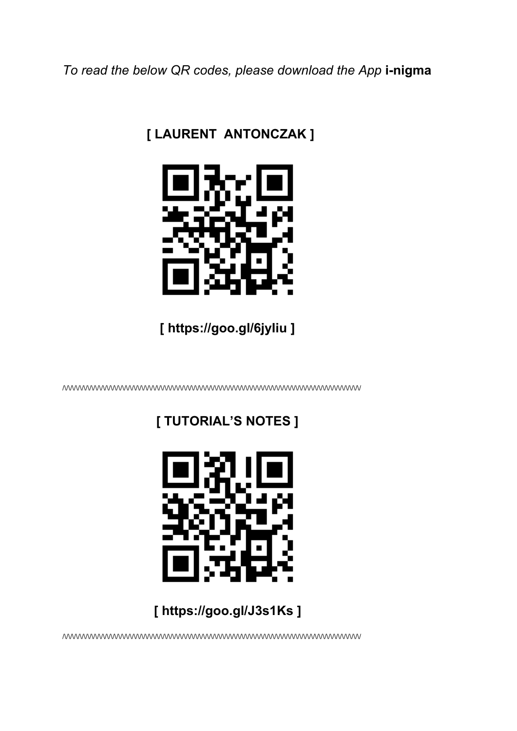*To read the below QR codes, please download the App* **i-nigma**

**[ LAURENT ANTONCZAK ]**

**[ https://goo.gl/6jyliu ]**

/\/\/\/\/\/\/\/\/\/\/\/\/\/\/\/\/\/\/\/\/\/\/\/\/\/\/\/\/\/\/\/\/\/\/\/\/\/\/\/\/\/\/\/\/\/\/\/\/\/\/\/\/\/\/\/\/\/\/\/\/\/\/\/\/\/\/\/\/\/\/\/\/\/\/\/\/\/\/

**[ TUTORIAL'S NOTES ]**

**[ https://goo.gl/J3s1Ks ]**

/\/\/\/\/\/\/\/\/\/\/\/\/\/\/\/\/\/\/\/\/\/\/\/\/\/\/\/\/\/\/\/\/\/\/\/\/\/\/\/\/\/\/\/\/\/\/\/\/\/\/\/\/\/\/\/\/\/\/\/\/\/\/\/\/\/\/\/\/\/\/\/\/\/\/\/\/\/\/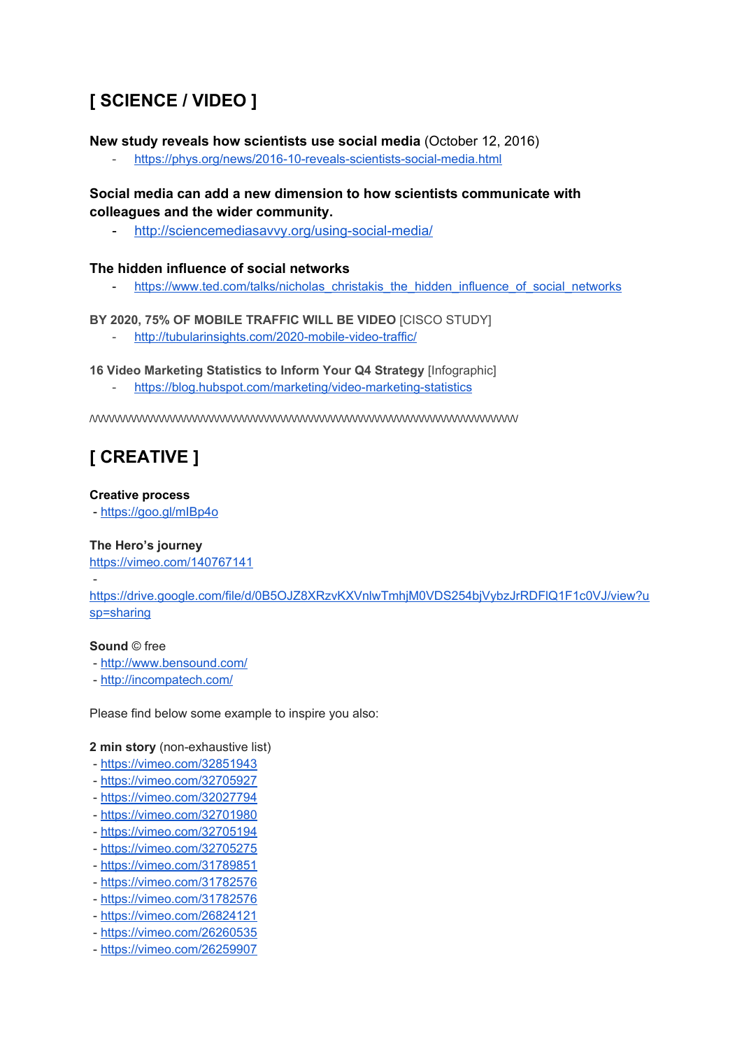## [ SCIENCE / VIDEO ]

**New study reveals how scientists use social media** (October 12, 2016)

- https://phys.org/news/2016-10-reveals-scientists-social-media.html

**Social media can add a new dimension to how scientists communicate with colleagues and the wider community.**

- http://sciencemediasavvy.org/using-social-media/

**The hidden influence of social networks**

- https://www.ted.com/talks/nicholas_christakis_the_hidden_influence_of_social_networks

**BY 2020, 75% OF MOBILE TRAFFIC WILL BE VIDEO** [CISCO STUDY]

- http://tubularinsights.com/2020-mobile-video-traffic/

**16 Video Marketing Statistics to Inform Your Q4 Strategy** [Infographic]

- https://blog.hubspot.com/marketing/video-marketing-statistics

/\/\/\/\/\/\/\/\/\/\/\/\/\/\/\/\/\/\/\/\/\/\/\/\/\/\/\/\/\/\/\/\/\/\/\/\/\/\/\/\/\/\/\/\/\/\/\/\/\/\/\/\/\/\/\/\/\/\/\/\/\/\/\/\/\/\/\/\/\/\/\/\/\/\/\/\/\/\/\/\/\/\/\/\/\/\/\/\/\/\/\/\/\/\/\/\/\/\/\/\/\/\/\/\/\/\/\/\/\/\/\/\/

## [ CREATIVE ]

**Creative process**

- https://goo.gl/mIBp4o

**The Hero's journey**

https://vimeo.com/140767141

- https://drive.google.com/file/d/0B5OJZ8XRzvKXVnlwTmhjM0VDS254bjVybzJrRDFIQ1F1c0VJ/view?usp=sharing

**Sound** © free

- http://www.bensound.com/
- http://incompatech.com/

Please find below some example to inspire you also:

**2 min story** (non-exhaustive list)

- https://vimeo.com/32851943
- https://vimeo.com/32705927
- https://vimeo.com/32027794
- https://vimeo.com/32701980
- https://vimeo.com/32705194
- https://vimeo.com/32705275
- https://vimeo.com/31789851
- https://vimeo.com/31782576
- https://vimeo.com/31782576
- https://vimeo.com/26824121
- https://vimeo.com/26260535
- https://vimeo.com/26259907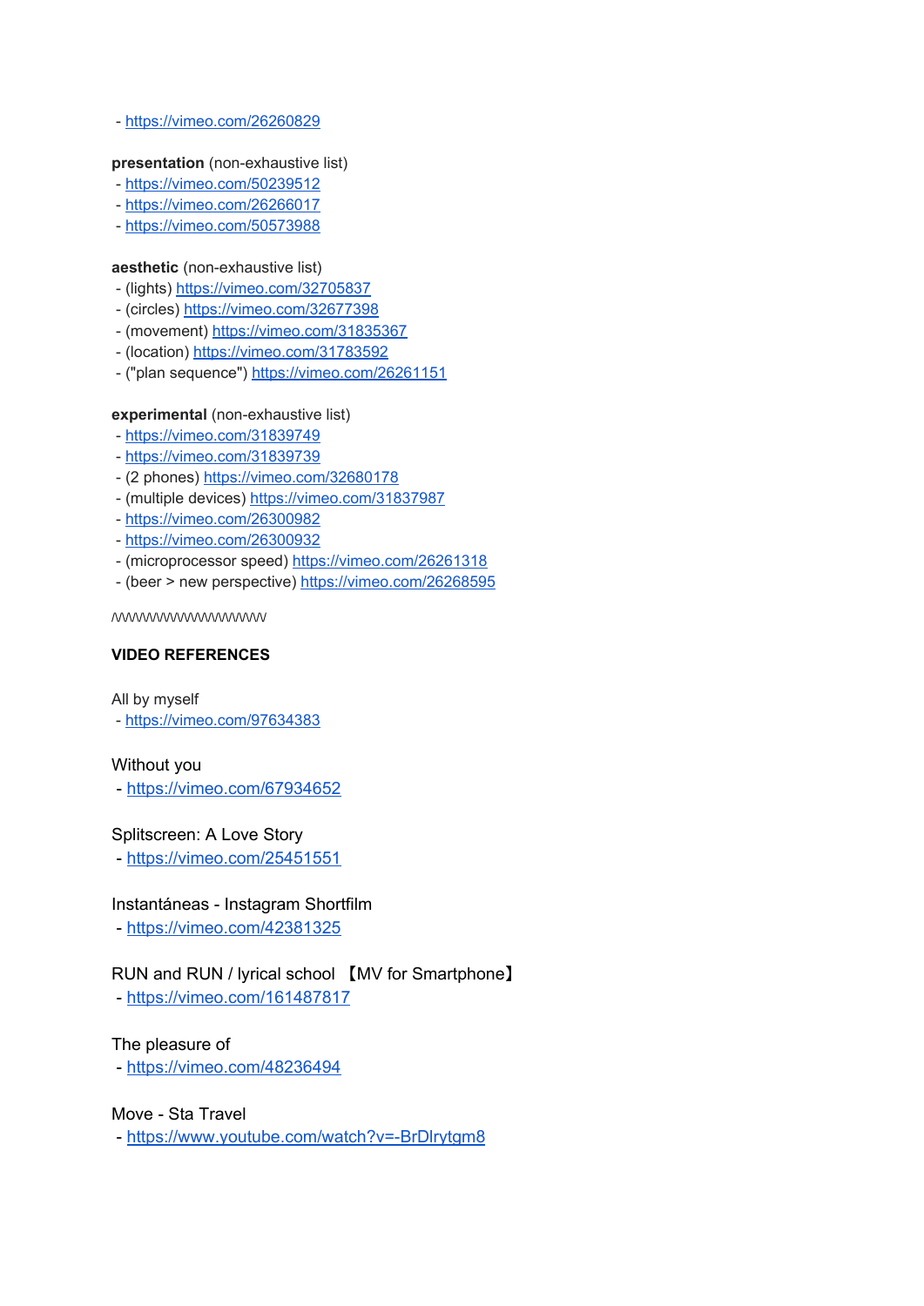- https://vimeo.com/26260829

**presentation** (non-exhaustive list)
- https://vimeo.com/50239512
- https://vimeo.com/26266017
- https://vimeo.com/50573988

**aesthetic** (non-exhaustive list)
- (lights) https://vimeo.com/32705837
- (circles) https://vimeo.com/32677398
- (movement) https://vimeo.com/31835367
- (location) https://vimeo.com/31783592
- ("plan sequence") https://vimeo.com/26261151

**experimental** (non-exhaustive list)
- https://vimeo.com/31839749
- https://vimeo.com/31839739
- (2 phones) https://vimeo.com/32680178
- (multiple devices) https://vimeo.com/31837987
- https://vimeo.com/26300982
- https://vimeo.com/26300932
- (microprocessor speed) https://vimeo.com/26261318
- (beer > new perspective) https://vimeo.com/26268595

/\/\/\/\/\/\/\/\/\/\/\/\/\/\/\/\/\/\/\/

**VIDEO REFERENCES**

All by myself
- https://vimeo.com/97634383

Without you
- https://vimeo.com/67934652

Splitscreen: A Love Story
- https://vimeo.com/25451551

Instantáneas - Instagram Shortfilm
- https://vimeo.com/42381325

RUN and RUN / lyrical school 【MV for Smartphone】
- https://vimeo.com/161487817

The pleasure of
- https://vimeo.com/48236494

Move - Sta Travel
- https://www.youtube.com/watch?v=-BrDlrytgm8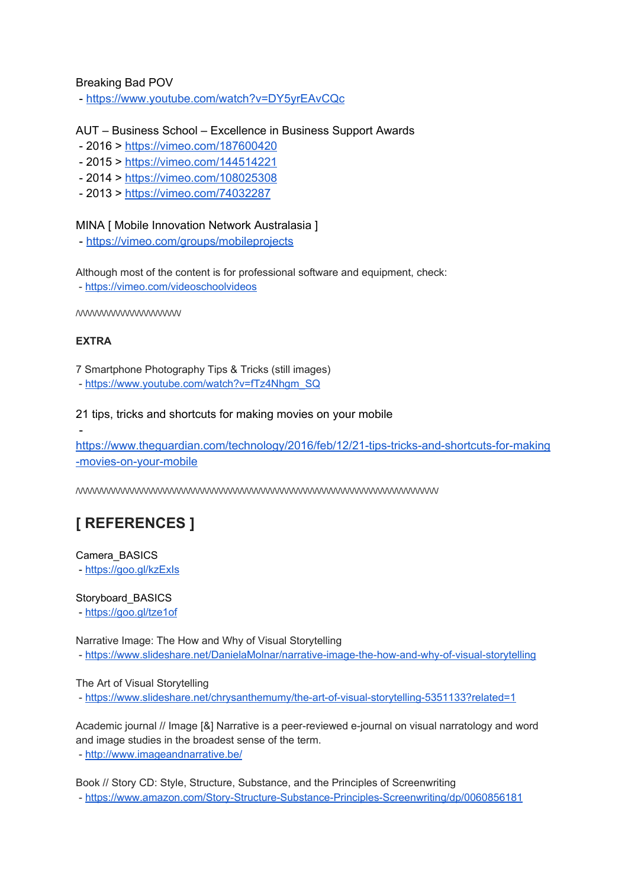Breaking Bad POV

- https://www.youtube.com/watch?v=DY5yrEAvCQc

AUT – Business School – Excellence in Business Support Awards

- 2016 > https://vimeo.com/187600420
- 2015 > https://vimeo.com/144514221
- 2014 > https://vimeo.com/108025308
- 2013 > https://vimeo.com/74032287

MINA [ Mobile Innovation Network Australasia ]

- https://vimeo.com/groups/mobileprojects

Although most of the content is for professional software and equipment, check:

- https://vimeo.com/videoschoolvideos

/\/\/\/\/\/\/\/\/\/\/\/\/\/\/\/\/\/\/\/\/\/\/\/

**EXTRA**

7 Smartphone Photography Tips & Tricks (still images)

- https://www.youtube.com/watch?v=fTz4Nhgm_SQ

21 tips, tricks and shortcuts for making movies on your mobile

- https://www.theguardian.com/technology/2016/feb/12/21-tips-tricks-and-shortcuts-for-making-movies-on-your-mobile

/\/\/\/\/\/\/\/\/\/\/\/\/\/\/\/\/\/\/\/\/\/\/\/\/\/\/\/\/\/\/\/\/\/\/\/\/\/\/\/\/\/\/\/\/\/\/\/\/\/\/\/\/\/\/\/\/\/\/\/\/\/\/\/\/\/\/\/\/\/\/\/\/\/\/\/\/

## [ REFERENCES ]

Camera_BASICS

- https://goo.gl/kzExIs

Storyboard_BASICS

- https://goo.gl/tze1of

Narrative Image: The How and Why of Visual Storytelling

- https://www.slideshare.net/DanielaMolnar/narrative-image-the-how-and-why-of-visual-storytelling

The Art of Visual Storytelling

- https://www.slideshare.net/chrysanthemumy/the-art-of-visual-storytelling-5351133?related=1

Academic journal // Image [&] Narrative is a peer-reviewed e-journal on visual narratology and word and image studies in the broadest sense of the term.

- http://www.imageandnarrative.be/

Book // Story CD: Style, Structure, Substance, and the Principles of Screenwriting

- https://www.amazon.com/Story-Structure-Substance-Principles-Screenwriting/dp/0060856181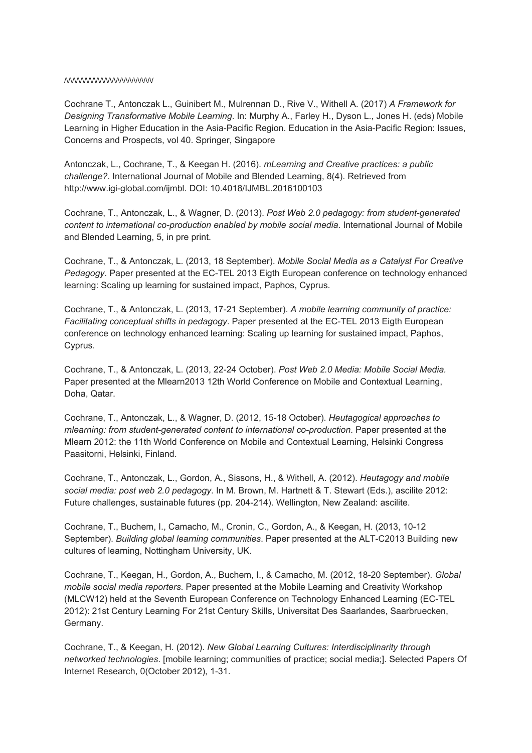/\/\/\/\/\/\/\/\/\/\/\/\/\/\/\/\/\/\/\/\/\/

Cochrane T., Antonczak L., Guinibert M., Mulrennan D., Rive V., Withell A. (2017) *A Framework for Designing Transformative Mobile Learning*. In: Murphy A., Farley H., Dyson L., Jones H. (eds) Mobile Learning in Higher Education in the Asia-Pacific Region. Education in the Asia-Pacific Region: Issues, Concerns and Prospects, vol 40. Springer, Singapore

Antonczak, L., Cochrane, T., & Keegan H. (2016). *mLearning and Creative practices: a public challenge?*. International Journal of Mobile and Blended Learning, 8(4). Retrieved from http://www.igi-global.com/ijmbl. DOI: 10.4018/IJMBL.2016100103

Cochrane, T., Antonczak, L., & Wagner, D. (2013). *Post Web 2.0 pedagogy: from student-generated content to international co-production enabled by mobile social media*. International Journal of Mobile and Blended Learning, 5, in pre print.

Cochrane, T., & Antonczak, L. (2013, 18 September). *Mobile Social Media as a Catalyst For Creative Pedagogy*. Paper presented at the EC-TEL 2013 Eigth European conference on technology enhanced learning: Scaling up learning for sustained impact, Paphos, Cyprus.

Cochrane, T., & Antonczak, L. (2013, 17-21 September). *A mobile learning community of practice: Facilitating conceptual shifts in pedagogy*. Paper presented at the EC-TEL 2013 Eigth European conference on technology enhanced learning: Scaling up learning for sustained impact, Paphos, Cyprus.

Cochrane, T., & Antonczak, L. (2013, 22-24 October). *Post Web 2.0 Media: Mobile Social Media.* Paper presented at the Mlearn2013 12th World Conference on Mobile and Contextual Learning, Doha, Qatar.

Cochrane, T., Antonczak, L., & Wagner, D. (2012, 15-18 October). *Heutagogical approaches to mlearning: from student-generated content to international co-production*. Paper presented at the Mlearn 2012: the 11th World Conference on Mobile and Contextual Learning, Helsinki Congress Paasitorni, Helsinki, Finland.

Cochrane, T., Antonczak, L., Gordon, A., Sissons, H., & Withell, A. (2012). *Heutagogy and mobile social media: post web 2.0 pedagogy*. In M. Brown, M. Hartnett & T. Stewart (Eds.), ascilite 2012: Future challenges, sustainable futures (pp. 204-214). Wellington, New Zealand: ascilite.

Cochrane, T., Buchem, I., Camacho, M., Cronin, C., Gordon, A., & Keegan, H. (2013, 10-12 September). *Building global learning communities*. Paper presented at the ALT-C2013 Building new cultures of learning, Nottingham University, UK.

Cochrane, T., Keegan, H., Gordon, A., Buchem, I., & Camacho, M. (2012, 18-20 September). *Global mobile social media reporters*. Paper presented at the Mobile Learning and Creativity Workshop (MLCW12) held at the Seventh European Conference on Technology Enhanced Learning (EC-TEL 2012): 21st Century Learning For 21st Century Skills, Universitat Des Saarlandes, Saarbruecken, Germany.

Cochrane, T., & Keegan, H. (2012). *New Global Learning Cultures: Interdisciplinarity through networked technologies*. [mobile learning; communities of practice; social media;]. Selected Papers Of Internet Research, 0(October 2012), 1-31.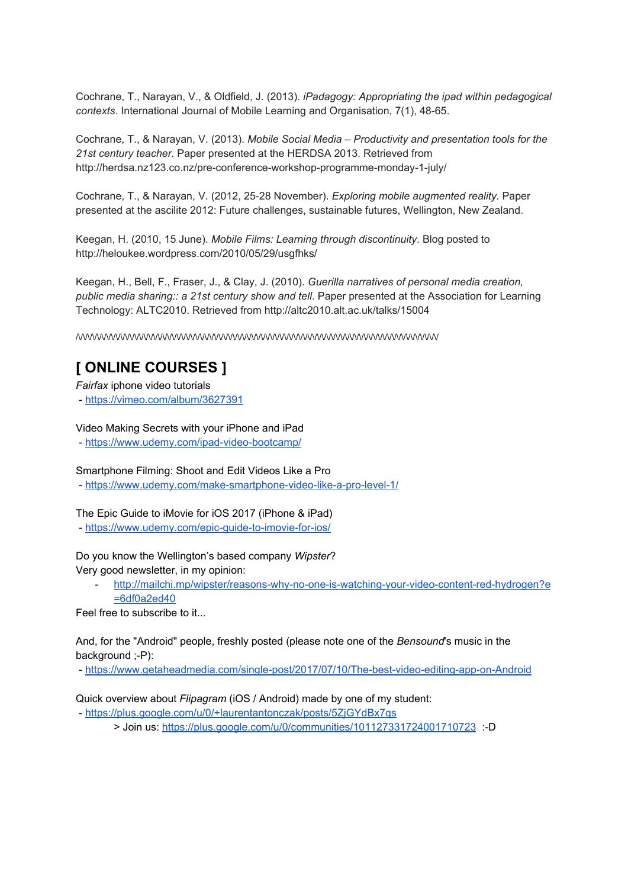Cochrane, T., Narayan, V., & Oldfield, J. (2013). *iPadagogy: Appropriating the ipad within pedagogical contexts*. International Journal of Mobile Learning and Organisation, 7(1), 48-65.

Cochrane, T., & Narayan, V. (2013). *Mobile Social Media – Productivity and presentation tools for the 21st century teacher.* Paper presented at the HERDSA 2013. Retrieved from http://herdsa.nz123.co.nz/pre-conference-workshop-programme-monday-1-july/

Cochrane, T., & Narayan, V. (2012, 25-28 November). *Exploring mobile augmented reality.* Paper presented at the ascilite 2012: Future challenges, sustainable futures, Wellington, New Zealand.

Keegan, H. (2010, 15 June). *Mobile Films: Learning through discontinuity*. Blog posted to http://heloukee.wordpress.com/2010/05/29/usgfhks/

Keegan, H., Bell, F., Fraser, J., & Clay, J. (2010). *Guerilla narratives of personal media creation, public media sharing:: a 21st century show and tell*. Paper presented at the Association for Learning Technology: ALTC2010. Retrieved from http://altc2010.alt.ac.uk/talks/15004

/\/\/\/\/\/\/\/\/\/\/\/\/\/\/\/\/\/\/\/\/\/\/\/\/\/\/\/\/\/\/\/\/\/\/\/\/\/\/\/\/\/\/\/\/\/\/\/\/\/\/\/\/\/\/\/\/\/\/\/\/\/\/\/\/\/\/\/

## [ ONLINE COURSES ]

*Fairfax* iphone video tutorials
- https://vimeo.com/album/3627391

Video Making Secrets with your iPhone and iPad
- https://www.udemy.com/ipad-video-bootcamp/

Smartphone Filming: Shoot and Edit Videos Like a Pro
- https://www.udemy.com/make-smartphone-video-like-a-pro-level-1/

The Epic Guide to iMovie for iOS 2017 (iPhone & iPad)
- https://www.udemy.com/epic-guide-to-imovie-for-ios/

Do you know the Wellington's based company *Wipster*?
Very good newsletter, in my opinion:

- http://mailchi.mp/wipster/reasons-why-no-one-is-watching-your-video-content-red-hydrogen?e=6df0a2ed40

Feel free to subscribe to it...

And, for the "Android" people, freshly posted (please note one of the *Bensound*'s music in the background ;-P):
- https://www.getaheadmedia.com/single-post/2017/07/10/The-best-video-editing-app-on-Android

Quick overview about *Flipagram* (iOS / Android) made by one of my student:
- https://plus.google.com/u/0/+laurentantonczak/posts/5ZjGYdBx7qs
    > Join us: https://plus.google.com/u/0/communities/101127331724001710723 :-D